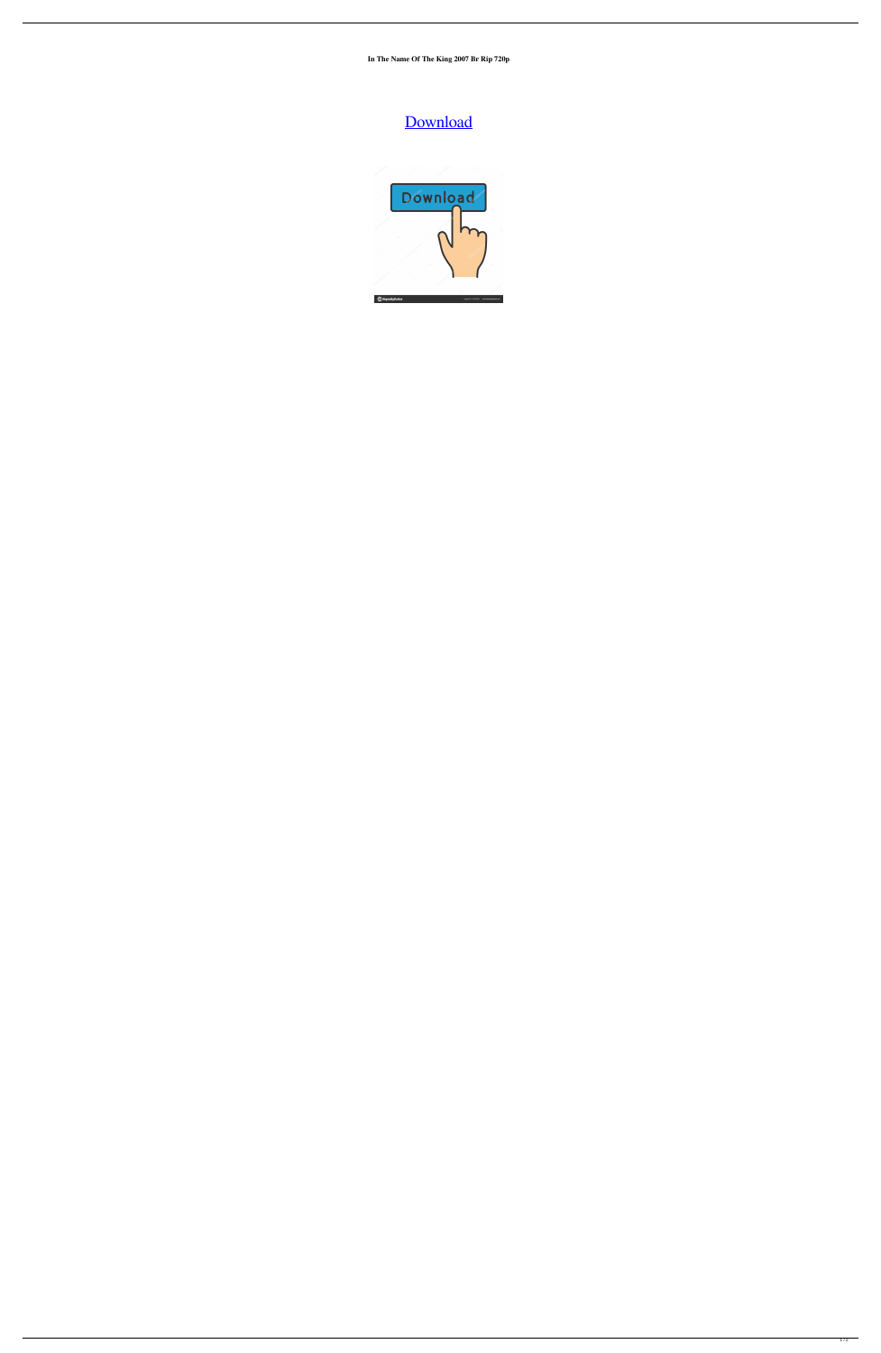**In The Name Of The King 2007 Br Rip 720p**

Download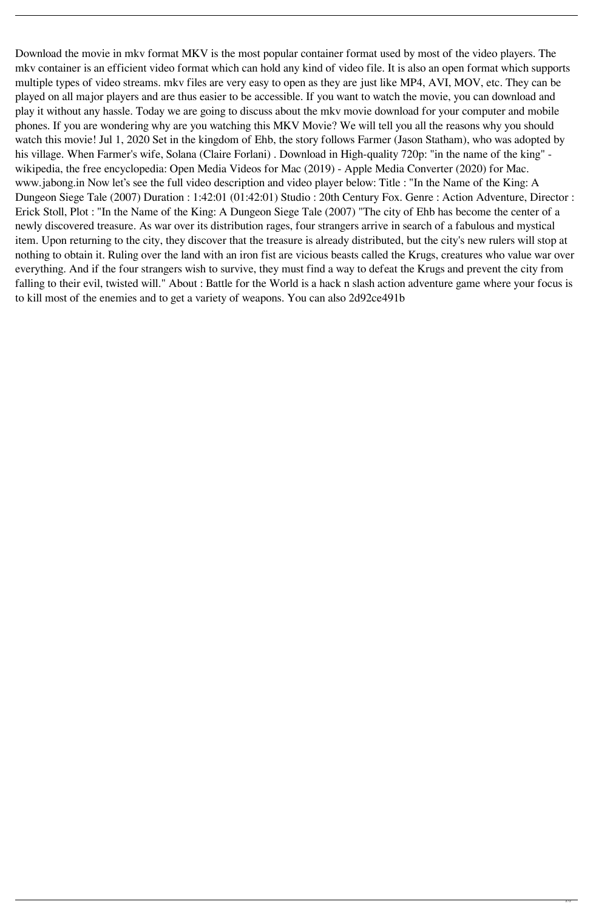Download the movie in mkv format MKV is the most popular container format used by most of the video players. The mkv container is an efficient video format which can hold any kind of video file. It is also an open format which supports multiple types of video streams. mkv files are very easy to open as they are just like MP4, AVI, MOV, etc. They can be played on all major players and are thus easier to be accessible. If you want to watch the movie, you can download and play it without any hassle. Today we are going to discuss about the mkv movie download for your computer and mobile phones. If you are wondering why are you watching this MKV Movie? We will tell you all the reasons why you should watch this movie! Jul 1, 2020 Set in the kingdom of Ehb, the story follows Farmer (Jason Statham), who was adopted by his village. When Farmer's wife, Solana (Claire Forlani) . Download in High-quality 720p: "in the name of the king" - wikipedia, the free encyclopedia: Open Media Videos for Mac (2019) - Apple Media Converter (2020) for Mac. www.jabong.in Now let's see the full video description and video player below: Title : "In the Name of the King: A Dungeon Siege Tale (2007) Duration : 1:42:01 (01:42:01) Studio : 20th Century Fox. Genre : Action Adventure, Director : Erick Stoll, Plot : "In the Name of the King: A Dungeon Siege Tale (2007) "The city of Ehb has become the center of a newly discovered treasure. As war over its distribution rages, four strangers arrive in search of a fabulous and mystical item. Upon returning to the city, they discover that the treasure is already distributed, but the city's new rulers will stop at nothing to obtain it. Ruling over the land with an iron fist are vicious beasts called the Krugs, creatures who value war over everything. And if the four strangers wish to survive, they must find a way to defeat the Krugs and prevent the city from falling to their evil, twisted will." About : Battle for the World is a hack n slash action adventure game where your focus is to kill most of the enemies and to get a variety of weapons. You can also 2d92ce491b